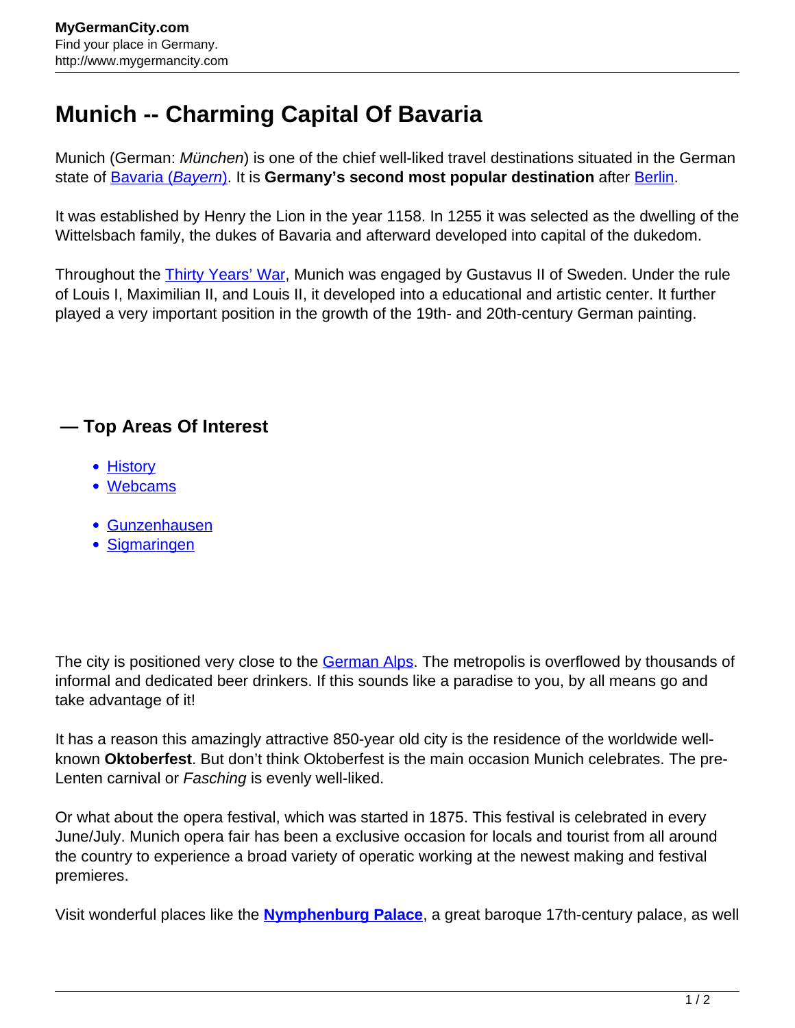# Munich -- Charming Capital Of Bavaria

Munich (German: *München*) is one of the chief well-liked travel destinations situated in the German state of Bavaria (*Bayern*). It is **Germany's second most popular destination** after Berlin.

It was established by Henry the Lion in the year 1158. In 1255 it was selected as the dwelling of the Wittelsbach family, the dukes of Bavaria and afterward developed into capital of the dukedom.

Throughout the Thirty Years' War, Munich was engaged by Gustavus II of Sweden. Under the rule of Louis I, Maximilian II, and Louis II, it developed into a educational and artistic center. It further played a very important position in the growth of the 19th- and 20th-century German painting.

### — Top Areas Of Interest

- History
- Webcams

- Gunzenhausen
- Sigmaringen

The city is positioned very close to the German Alps. The metropolis is overflowed by thousands of informal and dedicated beer drinkers. If this sounds like a paradise to you, by all means go and take advantage of it!

It has a reason this amazingly attractive 850-year old city is the residence of the worldwide well-known **Oktoberfest**. But don't think Oktoberfest is the main occasion Munich celebrates. The pre-Lenten carnival or *Fasching* is evenly well-liked.

Or what about the opera festival, which was started in 1875. This festival is celebrated in every June/July. Munich opera fair has been a exclusive occasion for locals and tourist from all around the country to experience a broad variety of operatic working at the newest making and festival premieres.

Visit wonderful places like the **Nymphenburg Palace**, a great baroque 17th-century palace, as well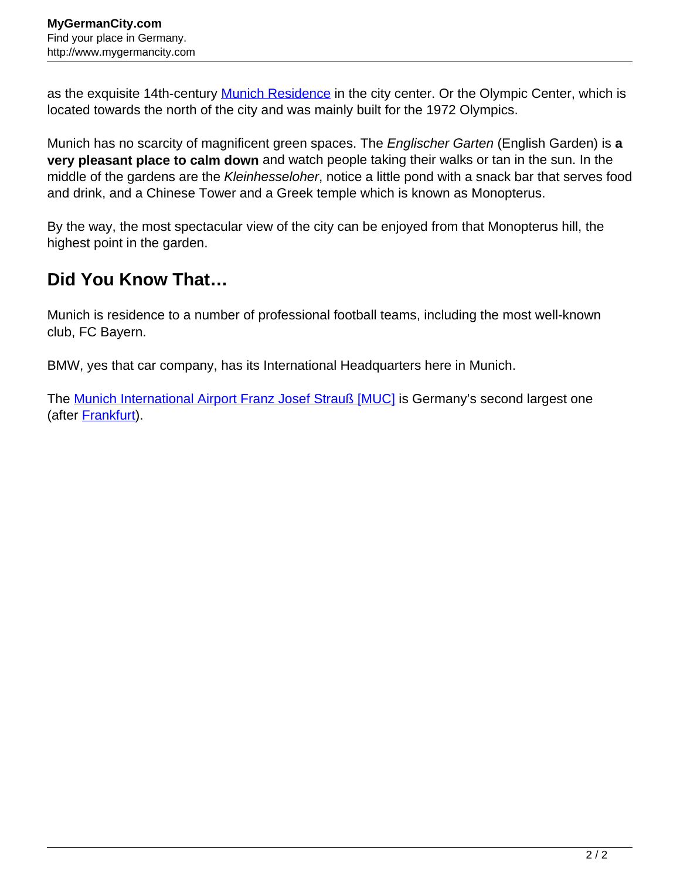as the exquisite 14th-century [Munich Residence] in the city center. Or the Olympic Center, which is located towards the north of the city and was mainly built for the 1972 Olympics.

Munich has no scarcity of magnificent green spaces. The *Englischer Garten* (English Garden) is **a very pleasant place to calm down** and watch people taking their walks or tan in the sun. In the middle of the gardens are the *Kleinhesseloher*, notice a little pond with a snack bar that serves food and drink, and a Chinese Tower and a Greek temple which is known as Monopterus.

By the way, the most spectacular view of the city can be enjoyed from that Monopterus hill, the highest point in the garden.

## Did You Know That…

Munich is residence to a number of professional football teams, including the most well-known club, FC Bayern.

BMW, yes that car company, has its International Headquarters here in Munich.

The Munich International Airport Franz Josef Strauß [MUC] is Germany's second largest one (after Frankfurt).